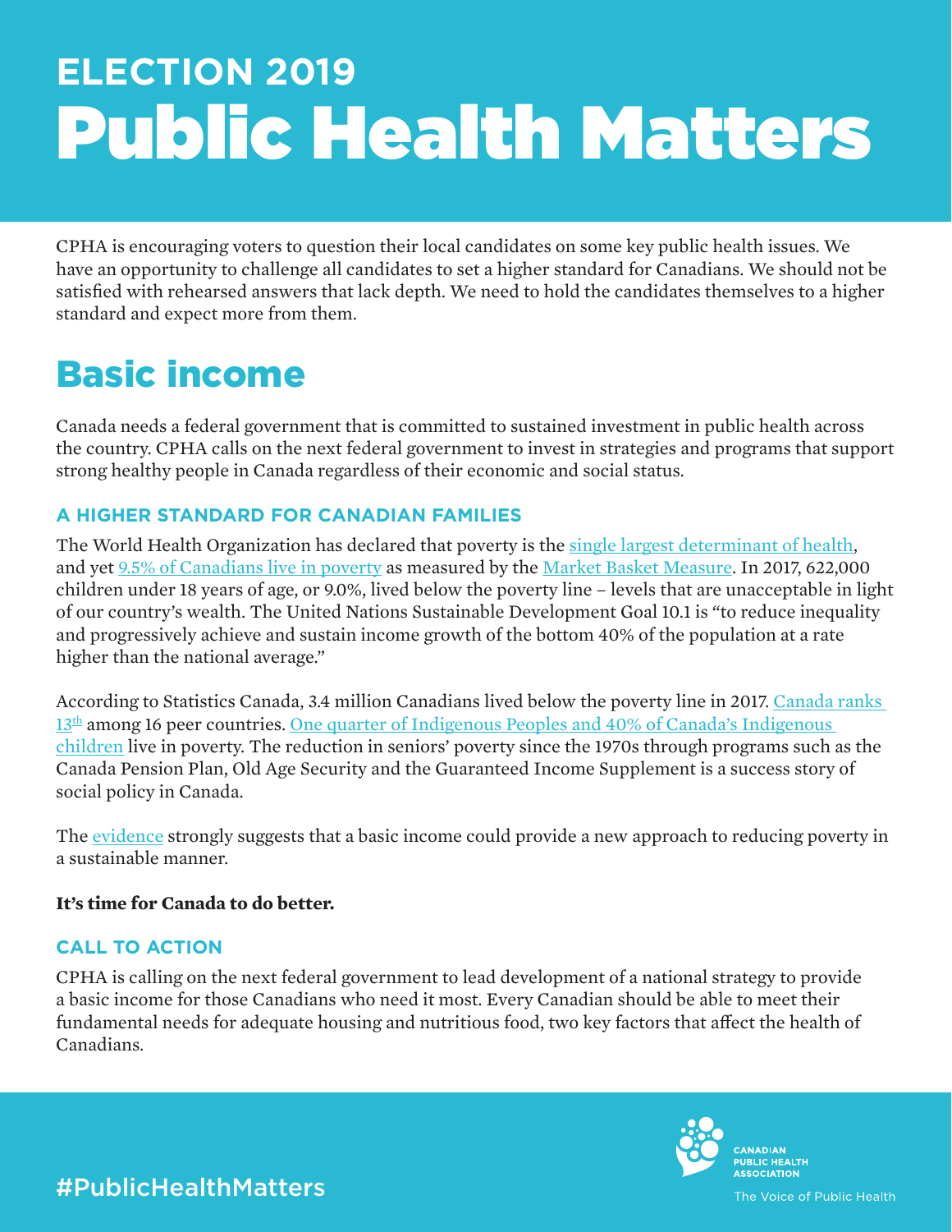# ELECTION 2019
# Public Health Matters

CPHA is encouraging voters to question their local candidates on some key public health issues. We have an opportunity to challenge all candidates to set a higher standard for Canadians. We should not be satisfied with rehearsed answers that lack depth. We need to hold the candidates themselves to a higher standard and expect more from them.

## Basic income

Canada needs a federal government that is committed to sustained investment in public health across the country. CPHA calls on the next federal government to invest in strategies and programs that support strong healthy people in Canada regardless of their economic and social status.

### A HIGHER STANDARD FOR CANADIAN FAMILIES

The World Health Organization has declared that poverty is the single largest determinant of health, and yet 9.5% of Canadians live in poverty as measured by the Market Basket Measure. In 2017, 622,000 children under 18 years of age, or 9.0%, lived below the poverty line – levels that are unacceptable in light of our country's wealth. The United Nations Sustainable Development Goal 10.1 is "to reduce inequality and progressively achieve and sustain income growth of the bottom 40% of the population at a rate higher than the national average."

According to Statistics Canada, 3.4 million Canadians lived below the poverty line in 2017. Canada ranks 13th among 16 peer countries. One quarter of Indigenous Peoples and 40% of Canada's Indigenous children live in poverty. The reduction in seniors' poverty since the 1970s through programs such as the Canada Pension Plan, Old Age Security and the Guaranteed Income Supplement is a success story of social policy in Canada.

The evidence strongly suggests that a basic income could provide a new approach to reducing poverty in a sustainable manner.

**It's time for Canada to do better.**

### CALL TO ACTION

CPHA is calling on the next federal government to lead development of a national strategy to provide a basic income for those Canadians who need it most. Every Canadian should be able to meet their fundamental needs for adequate housing and nutritious food, two key factors that affect the health of Canadians.

#PublicHealthMatters

CANADIAN PUBLIC HEALTH ASSOCIATION

The Voice of Public Health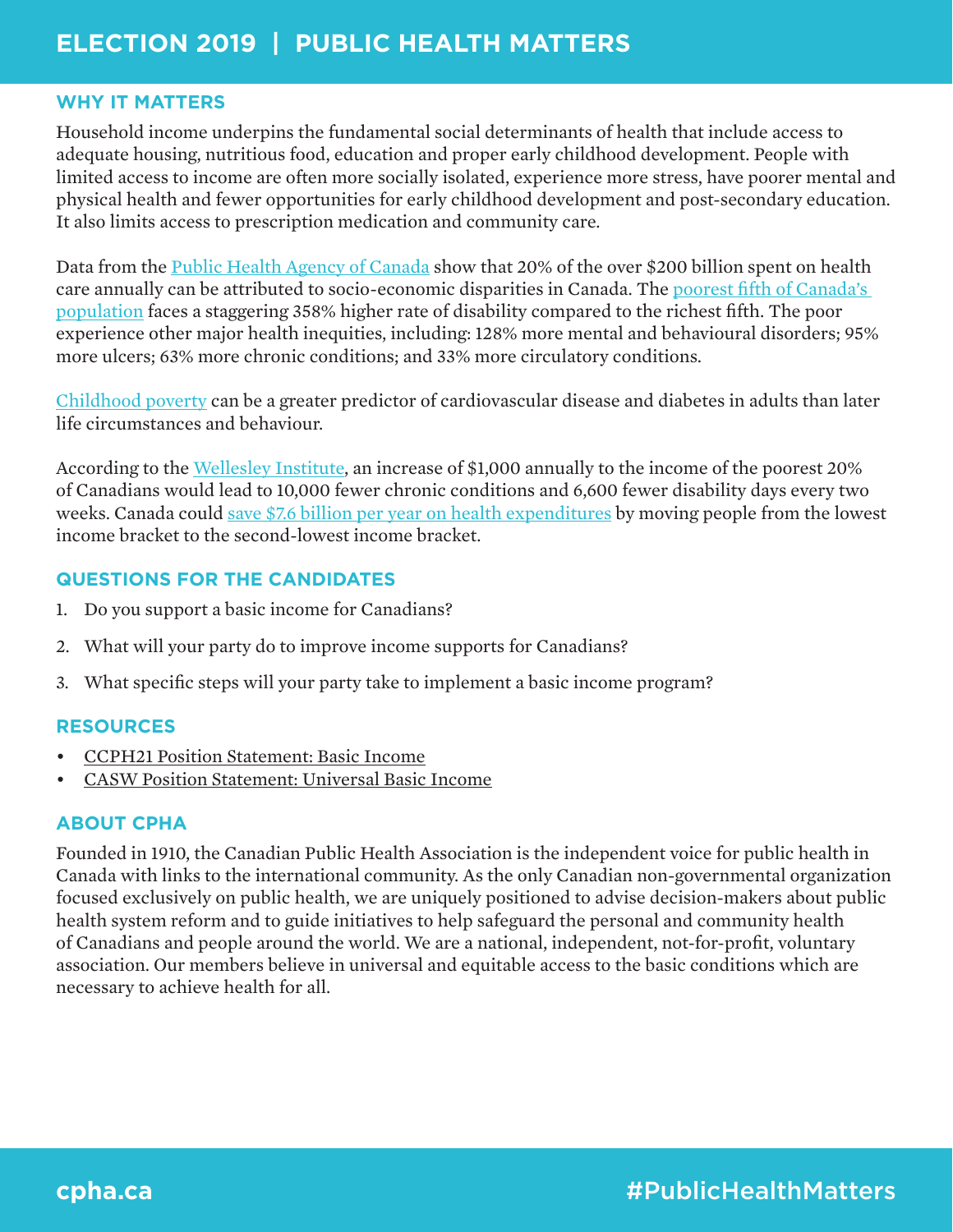# ELECTION 2019 | PUBLIC HEALTH MATTERS

## WHY IT MATTERS

Household income underpins the fundamental social determinants of health that include access to adequate housing, nutritious food, education and proper early childhood development. People with limited access to income are often more socially isolated, experience more stress, have poorer mental and physical health and fewer opportunities for early childhood development and post-secondary education. It also limits access to prescription medication and community care.

Data from the Public Health Agency of Canada show that 20% of the over $200 billion spent on health care annually can be attributed to socio-economic disparities in Canada. The poorest fifth of Canada's population faces a staggering 358% higher rate of disability compared to the richest fifth. The poor experience other major health inequities, including: 128% more mental and behavioural disorders; 95% more ulcers; 63% more chronic conditions; and 33% more circulatory conditions.

Childhood poverty can be a greater predictor of cardiovascular disease and diabetes in adults than later life circumstances and behaviour.

According to the Wellesley Institute, an increase of $1,000 annually to the income of the poorest 20% of Canadians would lead to 10,000 fewer chronic conditions and 6,600 fewer disability days every two weeks. Canada could save $7.6 billion per year on health expenditures by moving people from the lowest income bracket to the second-lowest income bracket.

## QUESTIONS FOR THE CANDIDATES

1. Do you support a basic income for Canadians?
2. What will your party do to improve income supports for Canadians?
3. What specific steps will your party take to implement a basic income program?

## RESOURCES

- CCPH21 Position Statement: Basic Income
- CASW Position Statement: Universal Basic Income

## ABOUT CPHA

Founded in 1910, the Canadian Public Health Association is the independent voice for public health in Canada with links to the international community. As the only Canadian non-governmental organization focused exclusively on public health, we are uniquely positioned to advise decision-makers about public health system reform and to guide initiatives to help safeguard the personal and community health of Canadians and people around the world. We are a national, independent, not-for-profit, voluntary association. Our members believe in universal and equitable access to the basic conditions which are necessary to achieve health for all.

cpha.ca

#PublicHealthMatters